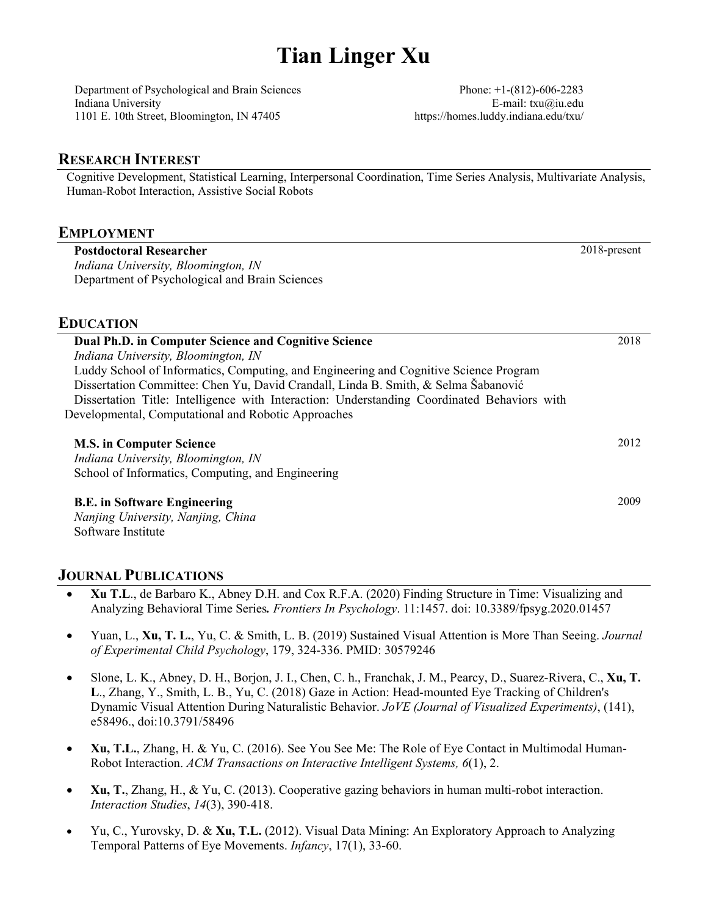# Tian Linger Xu

Department of Psychological and Brain Sciences
Indiana University
1101 E. 10th Street, Bloomington, IN 47405

Phone: +1-(812)-606-2283
E-mail: txu@iu.edu
https://homes.luddy.indiana.edu/txu/

## RESEARCH INTEREST

Cognitive Development, Statistical Learning, Interpersonal Coordination, Time Series Analysis, Multivariate Analysis, Human-Robot Interaction, Assistive Social Robots

## EMPLOYMENT

**Postdoctoral Researcher** — 2018-present
*Indiana University, Bloomington, IN*
Department of Psychological and Brain Sciences

## EDUCATION

**Dual Ph.D. in Computer Science and Cognitive Science** — 2018
*Indiana University, Bloomington, IN*
Luddy School of Informatics, Computing, and Engineering and Cognitive Science Program
Dissertation Committee: Chen Yu, David Crandall, Linda B. Smith, & Selma Šabanović
Dissertation Title: Intelligence with Interaction: Understanding Coordinated Behaviors with Developmental, Computational and Robotic Approaches

**M.S. in Computer Science** — 2012
*Indiana University, Bloomington, IN*
School of Informatics, Computing, and Engineering

**B.E. in Software Engineering** — 2009
*Nanjing University, Nanjing, China*
Software Institute

## JOURNAL PUBLICATIONS

- **Xu T.L**., de Barbaro K., Abney D.H. and Cox R.F.A. (2020) Finding Structure in Time: Visualizing and Analyzing Behavioral Time Series**.** *Frontiers In Psychology*. 11:1457. doi: 10.3389/fpsyg.2020.01457
- Yuan, L., **Xu, T. L.**, Yu, C. & Smith, L. B. (2019) Sustained Visual Attention is More Than Seeing. *Journal of Experimental Child Psychology*, 179, 324-336. PMID: 30579246
- Slone, L. K., Abney, D. H., Borjon, J. I., Chen, C. h., Franchak, J. M., Pearcy, D., Suarez-Rivera, C., **Xu, T. L**., Zhang, Y., Smith, L. B., Yu, C. (2018) Gaze in Action: Head-mounted Eye Tracking of Children's Dynamic Visual Attention During Naturalistic Behavior. *JoVE (Journal of Visualized Experiments)*, (141), e58496., doi:10.3791/58496
- **Xu, T.L.**, Zhang, H. & Yu, C. (2016). See You See Me: The Role of Eye Contact in Multimodal Human-Robot Interaction. *ACM Transactions on Interactive Intelligent Systems, 6*(1), 2.
- **Xu, T.**, Zhang, H., & Yu, C. (2013). Cooperative gazing behaviors in human multi-robot interaction. *Interaction Studies*, *14*(3), 390-418.
- Yu, C., Yurovsky, D. & **Xu, T.L.** (2012). Visual Data Mining: An Exploratory Approach to Analyzing Temporal Patterns of Eye Movements. *Infancy*, 17(1), 33-60.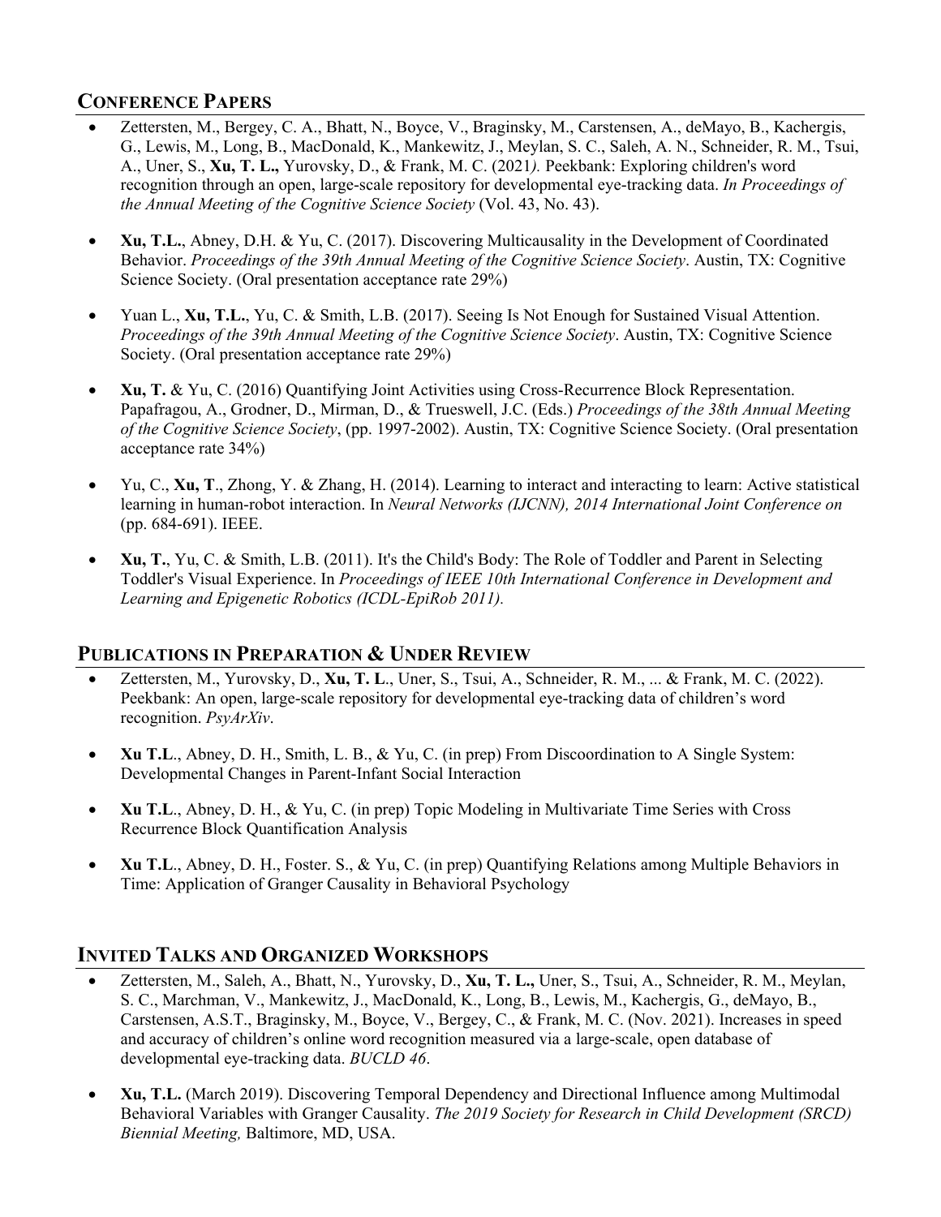## CONFERENCE PAPERS

- Zettersten, M., Bergey, C. A., Bhatt, N., Boyce, V., Braginsky, M., Carstensen, A., deMayo, B., Kachergis, G., Lewis, M., Long, B., MacDonald, K., Mankewitz, J., Meylan, S. C., Saleh, A. N., Schneider, R. M., Tsui, A., Uner, S., **Xu, T. L.,** Yurovsky, D., & Frank, M. C. (2021*).* Peekbank: Exploring children's word recognition through an open, large-scale repository for developmental eye-tracking data. *In Proceedings of the Annual Meeting of the Cognitive Science Society* (Vol. 43, No. 43).

- **Xu, T.L.**, Abney, D.H. & Yu, C. (2017). Discovering Multicausality in the Development of Coordinated Behavior. *Proceedings of the 39th Annual Meeting of the Cognitive Science Society*. Austin, TX: Cognitive Science Society. (Oral presentation acceptance rate 29%)

- Yuan L., **Xu, T.L.**, Yu, C. & Smith, L.B. (2017). Seeing Is Not Enough for Sustained Visual Attention. *Proceedings of the 39th Annual Meeting of the Cognitive Science Society*. Austin, TX: Cognitive Science Society. (Oral presentation acceptance rate 29%)

- **Xu, T.** & Yu, C. (2016) Quantifying Joint Activities using Cross-Recurrence Block Representation. Papafragou, A., Grodner, D., Mirman, D., & Trueswell, J.C. (Eds.) *Proceedings of the 38th Annual Meeting of the Cognitive Science Society*, (pp. 1997-2002). Austin, TX: Cognitive Science Society. (Oral presentation acceptance rate 34%)

- Yu, C., **Xu, T**., Zhong, Y. & Zhang, H. (2014). Learning to interact and interacting to learn: Active statistical learning in human-robot interaction. In *Neural Networks (IJCNN), 2014 International Joint Conference on* (pp. 684-691). IEEE.

- **Xu, T.**, Yu, C. & Smith, L.B. (2011). It's the Child's Body: The Role of Toddler and Parent in Selecting Toddler's Visual Experience. In *Proceedings of IEEE 10th International Conference in Development and Learning and Epigenetic Robotics (ICDL-EpiRob 2011).*

## PUBLICATIONS IN PREPARATION & UNDER REVIEW

- Zettersten, M., Yurovsky, D., **Xu, T. L**., Uner, S., Tsui, A., Schneider, R. M., ... & Frank, M. C. (2022). Peekbank: An open, large-scale repository for developmental eye-tracking data of children's word recognition. *PsyArXiv*.

- **Xu T.L**., Abney, D. H., Smith, L. B., & Yu, C. (in prep) From Discoordination to A Single System: Developmental Changes in Parent-Infant Social Interaction

- **Xu T.L**., Abney, D. H., & Yu, C. (in prep) Topic Modeling in Multivariate Time Series with Cross Recurrence Block Quantification Analysis

- **Xu T.L**., Abney, D. H., Foster. S., & Yu, C. (in prep) Quantifying Relations among Multiple Behaviors in Time: Application of Granger Causality in Behavioral Psychology

## INVITED TALKS AND ORGANIZED WORKSHOPS

- Zettersten, M., Saleh, A., Bhatt, N., Yurovsky, D., **Xu, T. L.,** Uner, S., Tsui, A., Schneider, R. M., Meylan, S. C., Marchman, V., Mankewitz, J., MacDonald, K., Long, B., Lewis, M., Kachergis, G., deMayo, B., Carstensen, A.S.T., Braginsky, M., Boyce, V., Bergey, C., & Frank, M. C. (Nov. 2021). Increases in speed and accuracy of children's online word recognition measured via a large-scale, open database of developmental eye-tracking data. *BUCLD 46*.

- **Xu, T.L.** (March 2019). Discovering Temporal Dependency and Directional Influence among Multimodal Behavioral Variables with Granger Causality. *The 2019 Society for Research in Child Development (SRCD) Biennial Meeting,* Baltimore, MD, USA.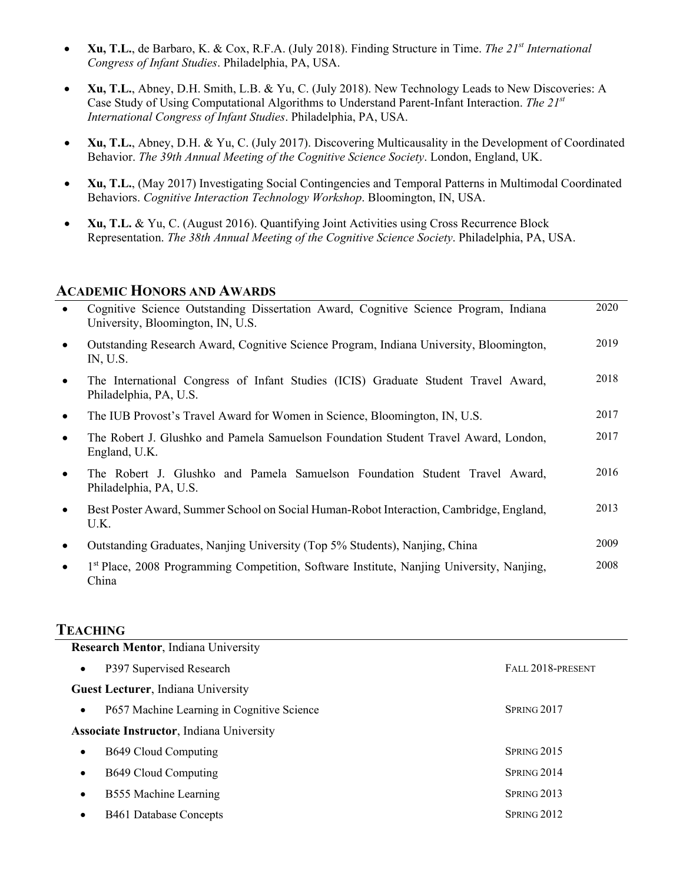- **Xu, T.L.**, de Barbaro, K. & Cox, R.F.A. (July 2018). Finding Structure in Time. *The 21st International Congress of Infant Studies*. Philadelphia, PA, USA.

- **Xu, T.L.**, Abney, D.H. Smith, L.B. & Yu, C. (July 2018). New Technology Leads to New Discoveries: A Case Study of Using Computational Algorithms to Understand Parent-Infant Interaction. *The 21st International Congress of Infant Studies*. Philadelphia, PA, USA.

- **Xu, T.L.**, Abney, D.H. & Yu, C. (July 2017). Discovering Multicausality in the Development of Coordinated Behavior. *The 39th Annual Meeting of the Cognitive Science Society*. London, England, UK.

- **Xu, T.L.**, (May 2017) Investigating Social Contingencies and Temporal Patterns in Multimodal Coordinated Behaviors. *Cognitive Interaction Technology Workshop*. Bloomington, IN, USA.

- **Xu, T.L.** & Yu, C. (August 2016). Quantifying Joint Activities using Cross Recurrence Block Representation. *The 38th Annual Meeting of the Cognitive Science Society*. Philadelphia, PA, USA.

## Academic Honors and Awards

- Cognitive Science Outstanding Dissertation Award, Cognitive Science Program, Indiana University, Bloomington, IN, U.S. — 2020
- Outstanding Research Award, Cognitive Science Program, Indiana University, Bloomington, IN, U.S. — 2019
- The International Congress of Infant Studies (ICIS) Graduate Student Travel Award, Philadelphia, PA, U.S. — 2018
- The IUB Provost's Travel Award for Women in Science, Bloomington, IN, U.S. — 2017
- The Robert J. Glushko and Pamela Samuelson Foundation Student Travel Award, London, England, U.K. — 2017
- The Robert J. Glushko and Pamela Samuelson Foundation Student Travel Award, Philadelphia, PA, U.S. — 2016
- Best Poster Award, Summer School on Social Human-Robot Interaction, Cambridge, England, U.K. — 2013
- Outstanding Graduates, Nanjing University (Top 5% Students), Nanjing, China — 2009
- 1st Place, 2008 Programming Competition, Software Institute, Nanjing University, Nanjing, China — 2008

## Teaching

**Research Mentor**, Indiana University

- P397 Supervised Research — Fall 2018-present

**Guest Lecturer**, Indiana University

- P657 Machine Learning in Cognitive Science — Spring 2017

**Associate Instructor**, Indiana University

- B649 Cloud Computing — Spring 2015
- B649 Cloud Computing — Spring 2014
- B555 Machine Learning — Spring 2013
- B461 Database Concepts — Spring 2012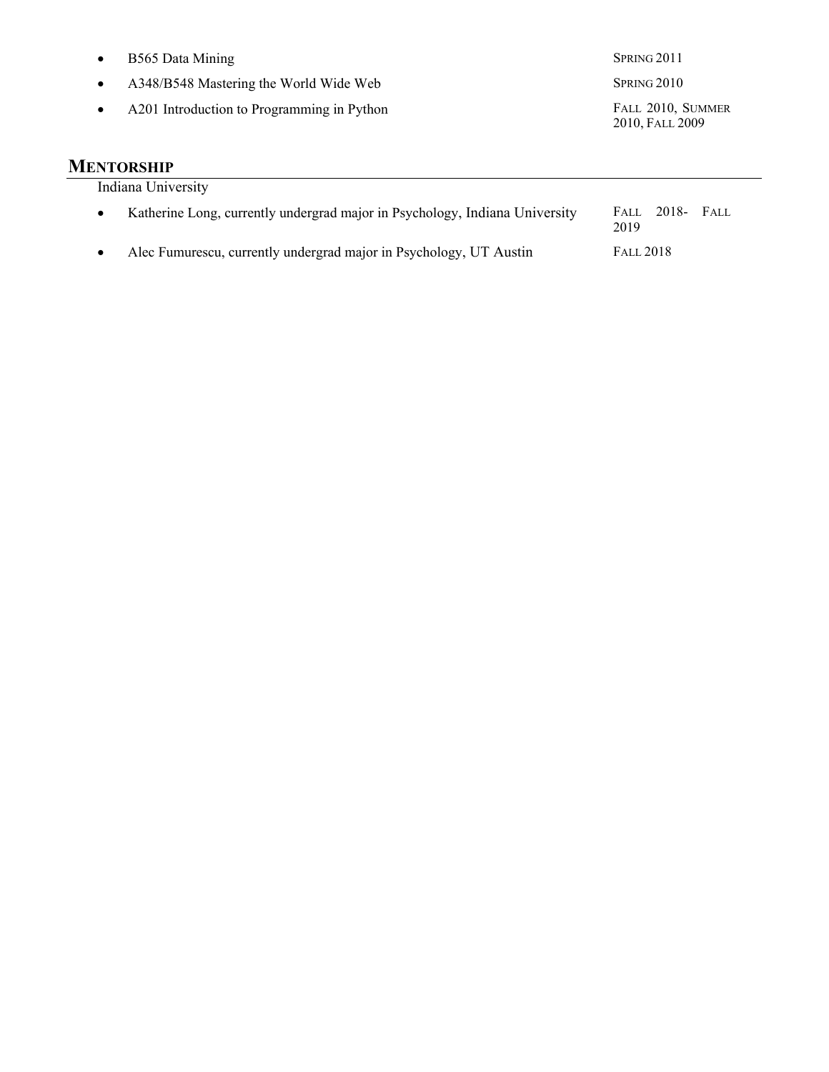- B565 Data Mining — Spring 2011
- A348/B548 Mastering the World Wide Web — Spring 2010
- A201 Introduction to Programming in Python — Fall 2010, Summer 2010, Fall 2009

## Mentorship

Indiana University

- Katherine Long, currently undergrad major in Psychology, Indiana University — Fall 2018- Fall 2019
- Alec Fumurescu, currently undergrad major in Psychology, UT Austin — Fall 2018